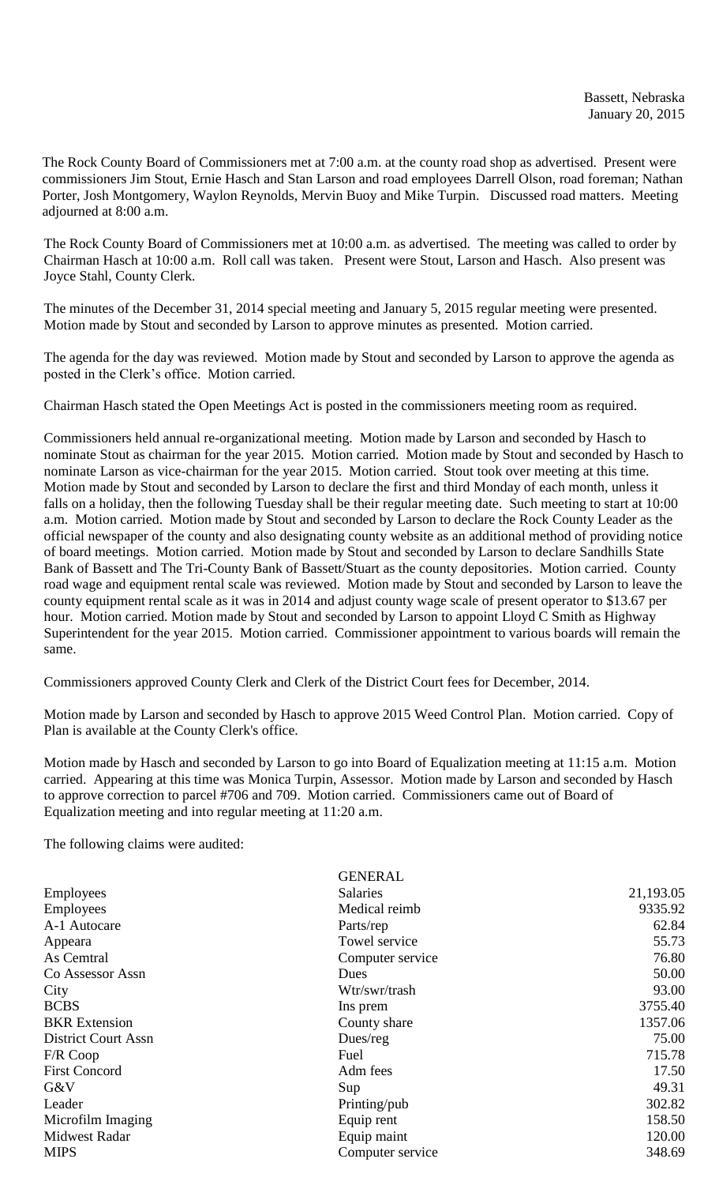Bassett, Nebraska
January 20, 2015

The Rock County Board of Commissioners met at 7:00 a.m. at the county road shop as advertised. Present were commissioners Jim Stout, Ernie Hasch and Stan Larson and road employees Darrell Olson, road foreman; Nathan Porter, Josh Montgomery, Waylon Reynolds, Mervin Buoy and Mike Turpin. Discussed road matters. Meeting adjourned at 8:00 a.m.

The Rock County Board of Commissioners met at 10:00 a.m. as advertised. The meeting was called to order by Chairman Hasch at 10:00 a.m. Roll call was taken. Present were Stout, Larson and Hasch. Also present was Joyce Stahl, County Clerk.

The minutes of the December 31, 2014 special meeting and January 5, 2015 regular meeting were presented. Motion made by Stout and seconded by Larson to approve minutes as presented. Motion carried.

The agenda for the day was reviewed. Motion made by Stout and seconded by Larson to approve the agenda as posted in the Clerk's office. Motion carried.

Chairman Hasch stated the Open Meetings Act is posted in the commissioners meeting room as required.

Commissioners held annual re-organizational meeting. Motion made by Larson and seconded by Hasch to nominate Stout as chairman for the year 2015. Motion carried. Motion made by Stout and seconded by Hasch to nominate Larson as vice-chairman for the year 2015. Motion carried. Stout took over meeting at this time. Motion made by Stout and seconded by Larson to declare the first and third Monday of each month, unless it falls on a holiday, then the following Tuesday shall be their regular meeting date. Such meeting to start at 10:00 a.m. Motion carried. Motion made by Stout and seconded by Larson to declare the Rock County Leader as the official newspaper of the county and also designating county website as an additional method of providing notice of board meetings. Motion carried. Motion made by Stout and seconded by Larson to declare Sandhills State Bank of Bassett and The Tri-County Bank of Bassett/Stuart as the county depositories. Motion carried. County road wage and equipment rental scale was reviewed. Motion made by Stout and seconded by Larson to leave the county equipment rental scale as it was in 2014 and adjust county wage scale of present operator to $13.67 per hour. Motion carried. Motion made by Stout and seconded by Larson to appoint Lloyd C Smith as Highway Superintendent for the year 2015. Motion carried. Commissioner appointment to various boards will remain the same.

Commissioners approved County Clerk and Clerk of the District Court fees for December, 2014.

Motion made by Larson and seconded by Hasch to approve 2015 Weed Control Plan. Motion carried. Copy of Plan is available at the County Clerk's office.

Motion made by Hasch and seconded by Larson to go into Board of Equalization meeting at 11:15 a.m. Motion carried. Appearing at this time was Monica Turpin, Assessor. Motion made by Larson and seconded by Hasch to approve correction to parcel #706 and 709. Motion carried. Commissioners came out of Board of Equalization meeting and into regular meeting at 11:20 a.m.

The following claims were audited:

| | GENERAL | |
|---|---|---|
| Employees | Salaries | 21,193.05 |
| Employees | Medical reimb | 9335.92 |
| A-1 Autocare | Parts/rep | 62.84 |
| Appeara | Towel service | 55.73 |
| As Cemtral | Computer service | 76.80 |
| Co Assessor Assn | Dues | 50.00 |
| City | Wtr/swr/trash | 93.00 |
| BCBS | Ins prem | 3755.40 |
| BKR Extension | County share | 1357.06 |
| District Court Assn | Dues/reg | 75.00 |
| F/R Coop | Fuel | 715.78 |
| First Concord | Adm fees | 17.50 |
| G&V | Sup | 49.31 |
| Leader | Printing/pub | 302.82 |
| Microfilm Imaging | Equip rent | 158.50 |
| Midwest Radar | Equip maint | 120.00 |
| MIPS | Computer service | 348.69 |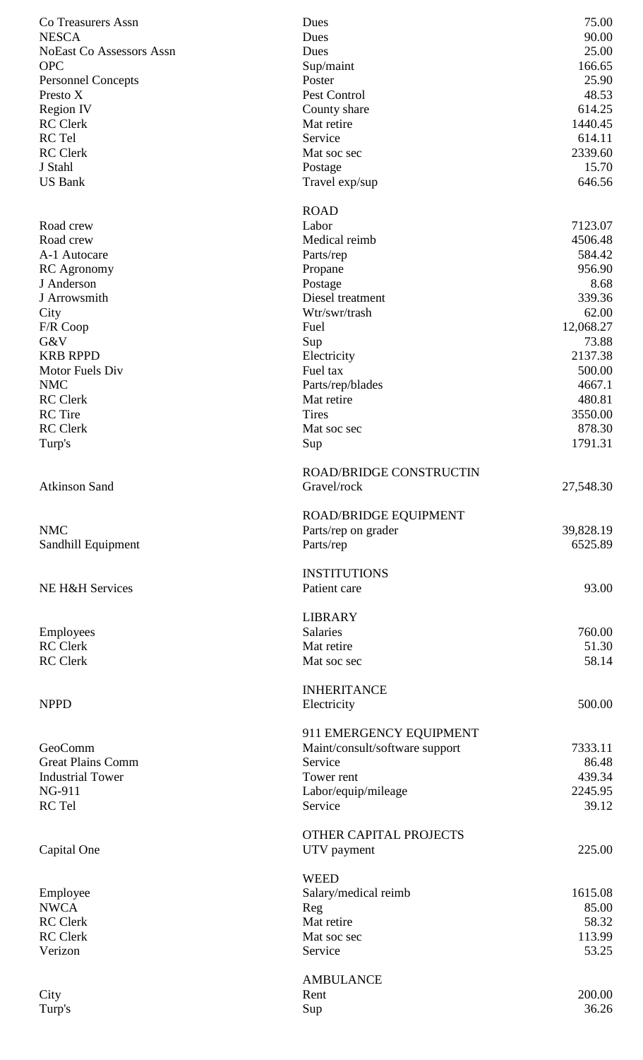| | | |
|---|---|---|
| Co Treasurers Assn | Dues | 75.00 |
| NESCA | Dues | 90.00 |
| NoEast Co Assessors Assn | Dues | 25.00 |
| OPC | Sup/maint | 166.65 |
| Personnel Concepts | Poster | 25.90 |
| Presto X | Pest Control | 48.53 |
| Region IV | County share | 614.25 |
| RC Clerk | Mat retire | 1440.45 |
| RC Tel | Service | 614.11 |
| RC Clerk | Mat soc sec | 2339.60 |
| J Stahl | Postage | 15.70 |
| US Bank | Travel exp/sup | 646.56 |
| | ROAD | |
| Road crew | Labor | 7123.07 |
| Road crew | Medical reimb | 4506.48 |
| A-1 Autocare | Parts/rep | 584.42 |
| RC Agronomy | Propane | 956.90 |
| J Anderson | Postage | 8.68 |
| J Arrowsmith | Diesel treatment | 339.36 |
| City | Wtr/swr/trash | 62.00 |
| F/R Coop | Fuel | 12,068.27 |
| G&V | Sup | 73.88 |
| KRB RPPD | Electricity | 2137.38 |
| Motor Fuels Div | Fuel tax | 500.00 |
| NMC | Parts/rep/blades | 4667.1 |
| RC Clerk | Mat retire | 480.81 |
| RC Tire | Tires | 3550.00 |
| RC Clerk | Mat soc sec | 878.30 |
| Turp's | Sup | 1791.31 |
| | ROAD/BRIDGE CONSTRUCTIN | |
| Atkinson Sand | Gravel/rock | 27,548.30 |
| | ROAD/BRIDGE EQUIPMENT | |
| NMC | Parts/rep on grader | 39,828.19 |
| Sandhill Equipment | Parts/rep | 6525.89 |
| | INSTITUTIONS | |
| NE H&H Services | Patient care | 93.00 |
| | LIBRARY | |
| Employees | Salaries | 760.00 |
| RC Clerk | Mat retire | 51.30 |
| RC Clerk | Mat soc sec | 58.14 |
| | INHERITANCE | |
| NPPD | Electricity | 500.00 |
| | 911 EMERGENCY EQUIPMENT | |
| GeoComm | Maint/consult/software support | 7333.11 |
| Great Plains Comm | Service | 86.48 |
| Industrial Tower | Tower rent | 439.34 |
| NG-911 | Labor/equip/mileage | 2245.95 |
| RC Tel | Service | 39.12 |
| | OTHER CAPITAL PROJECTS | |
| Capital One | UTV payment | 225.00 |
| | WEED | |
| Employee | Salary/medical reimb | 1615.08 |
| NWCA | Reg | 85.00 |
| RC Clerk | Mat retire | 58.32 |
| RC Clerk | Mat soc sec | 113.99 |
| Verizon | Service | 53.25 |
| | AMBULANCE | |
| City | Rent | 200.00 |
| Turp's | Sup | 36.26 |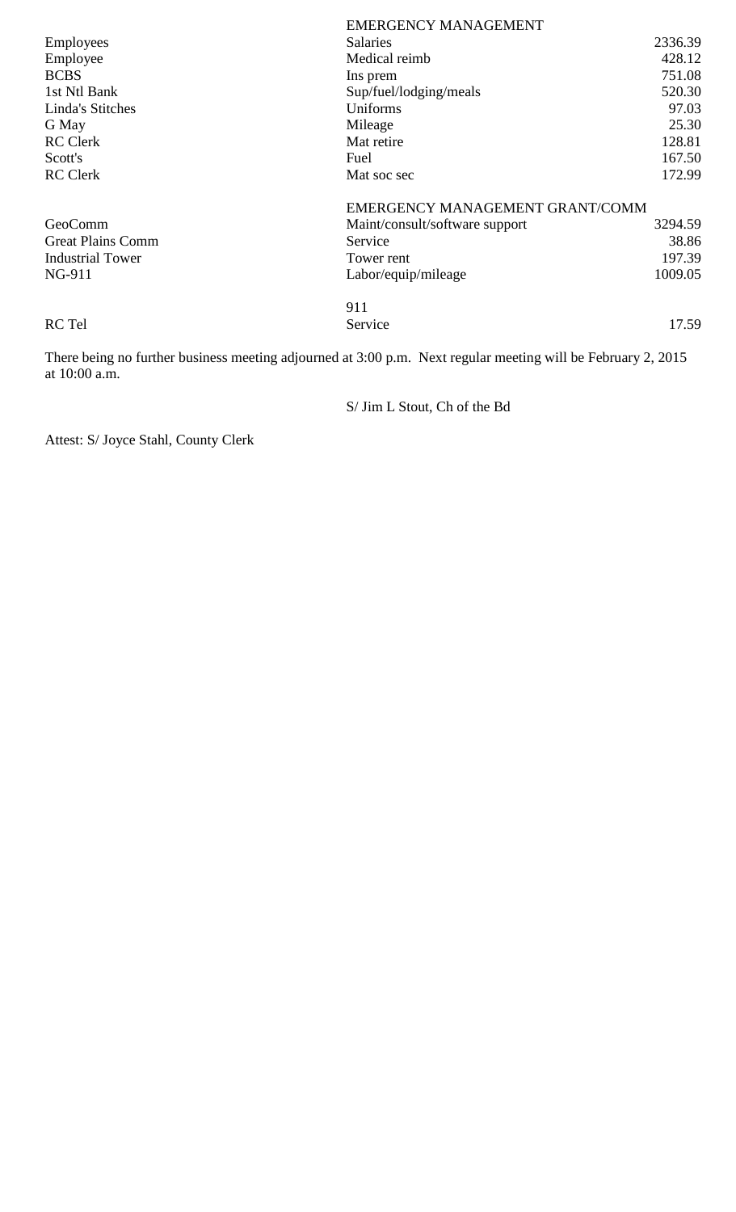| | | |
|---|---|---|
| | EMERGENCY MANAGEMENT | |
| Employees | Salaries | 2336.39 |
| Employee | Medical reimb | 428.12 |
| BCBS | Ins prem | 751.08 |
| 1st Ntl Bank | Sup/fuel/lodging/meals | 520.30 |
| Linda's Stitches | Uniforms | 97.03 |
| G May | Mileage | 25.30 |
| RC Clerk | Mat retire | 128.81 |
| Scott's | Fuel | 167.50 |
| RC Clerk | Mat soc sec | 172.99 |
| | EMERGENCY MANAGEMENT GRANT/COMM | |
| GeoComm | Maint/consult/software support | 3294.59 |
| Great Plains Comm | Service | 38.86 |
| Industrial Tower | Tower rent | 197.39 |
| NG-911 | Labor/equip/mileage | 1009.05 |
| | 911 | |
| RC Tel | Service | 17.59 |

There being no further business meeting adjourned at 3:00 p.m. Next regular meeting will be February 2, 2015 at 10:00 a.m.

S/ Jim L Stout, Ch of the Bd

Attest: S/ Joyce Stahl, County Clerk